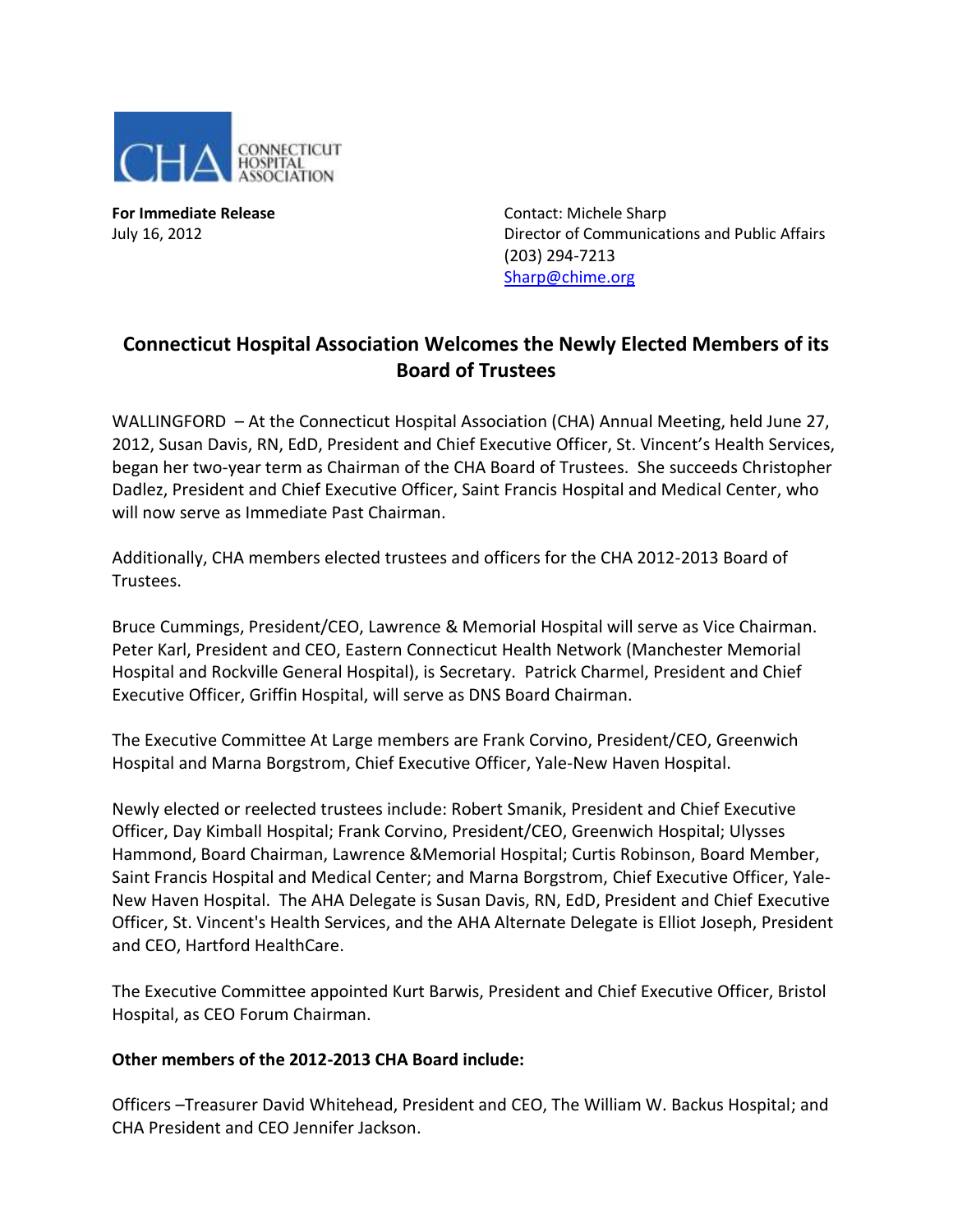CONNECTICUT HOSPITAL ASSOCIATION

**For Immediate Release**
July 16, 2012

Contact: Michele Sharp
Director of Communications and Public Affairs
(203) 294-7213
Sharp@chime.org

## Connecticut Hospital Association Welcomes the Newly Elected Members of its Board of Trustees

WALLINGFORD – At the Connecticut Hospital Association (CHA) Annual Meeting, held June 27, 2012, Susan Davis, RN, EdD, President and Chief Executive Officer, St. Vincent's Health Services, began her two-year term as Chairman of the CHA Board of Trustees. She succeeds Christopher Dadlez, President and Chief Executive Officer, Saint Francis Hospital and Medical Center, who will now serve as Immediate Past Chairman.

Additionally, CHA members elected trustees and officers for the CHA 2012-2013 Board of Trustees.

Bruce Cummings, President/CEO, Lawrence & Memorial Hospital will serve as Vice Chairman. Peter Karl, President and CEO, Eastern Connecticut Health Network (Manchester Memorial Hospital and Rockville General Hospital), is Secretary. Patrick Charmel, President and Chief Executive Officer, Griffin Hospital, will serve as DNS Board Chairman.

The Executive Committee At Large members are Frank Corvino, President/CEO, Greenwich Hospital and Marna Borgstrom, Chief Executive Officer, Yale-New Haven Hospital.

Newly elected or reelected trustees include: Robert Smanik, President and Chief Executive Officer, Day Kimball Hospital; Frank Corvino, President/CEO, Greenwich Hospital; Ulysses Hammond, Board Chairman, Lawrence &Memorial Hospital; Curtis Robinson, Board Member, Saint Francis Hospital and Medical Center; and Marna Borgstrom, Chief Executive Officer, Yale-New Haven Hospital. The AHA Delegate is Susan Davis, RN, EdD, President and Chief Executive Officer, St. Vincent's Health Services, and the AHA Alternate Delegate is Elliot Joseph, President and CEO, Hartford HealthCare.

The Executive Committee appointed Kurt Barwis, President and Chief Executive Officer, Bristol Hospital, as CEO Forum Chairman.

**Other members of the 2012-2013 CHA Board include:**

Officers –Treasurer David Whitehead, President and CEO, The William W. Backus Hospital; and CHA President and CEO Jennifer Jackson.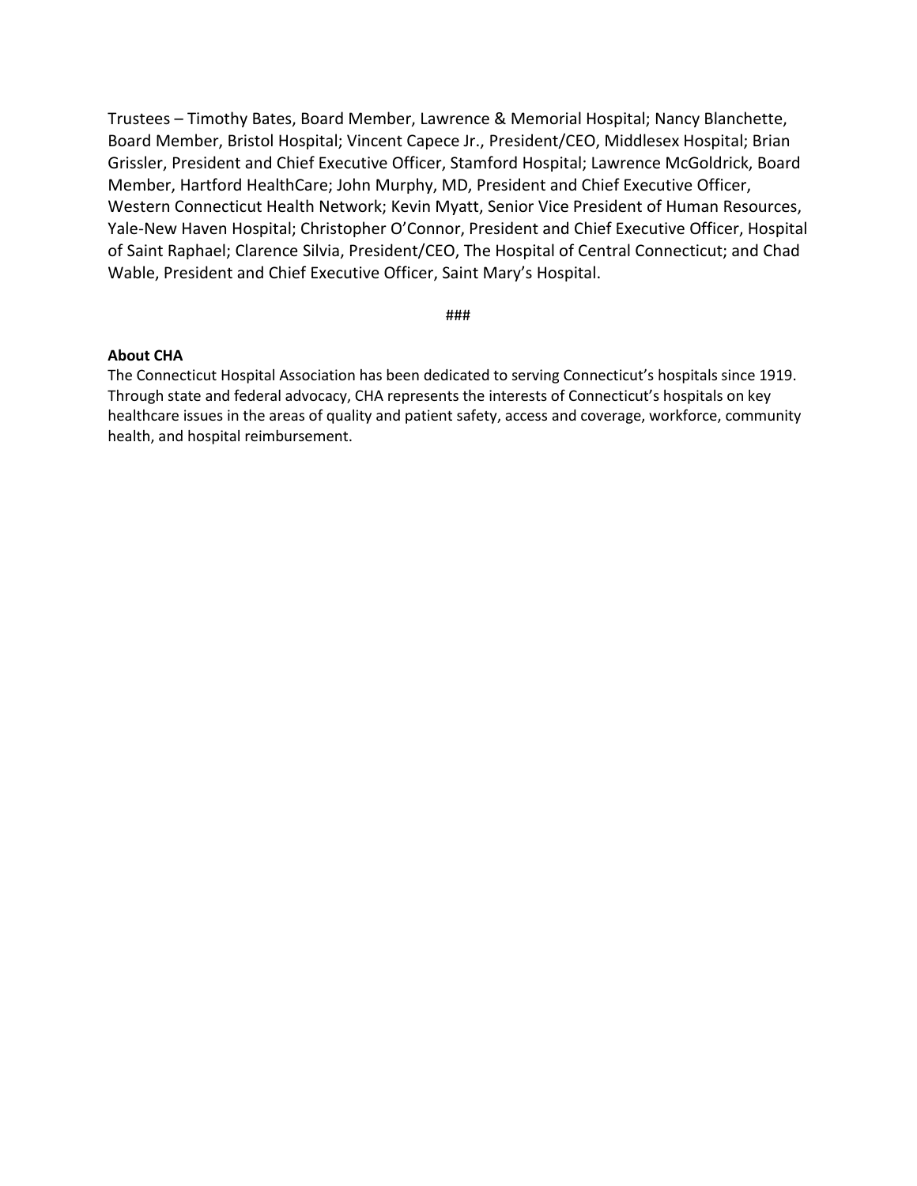Trustees – Timothy Bates, Board Member, Lawrence & Memorial Hospital; Nancy Blanchette, Board Member, Bristol Hospital; Vincent Capece Jr., President/CEO, Middlesex Hospital; Brian Grissler, President and Chief Executive Officer, Stamford Hospital; Lawrence McGoldrick, Board Member, Hartford HealthCare; John Murphy, MD, President and Chief Executive Officer, Western Connecticut Health Network; Kevin Myatt, Senior Vice President of Human Resources, Yale-New Haven Hospital; Christopher O'Connor, President and Chief Executive Officer, Hospital of Saint Raphael; Clarence Silvia, President/CEO, The Hospital of Central Connecticut; and Chad Wable, President and Chief Executive Officer, Saint Mary's Hospital.

###

**About CHA**

The Connecticut Hospital Association has been dedicated to serving Connecticut's hospitals since 1919. Through state and federal advocacy, CHA represents the interests of Connecticut's hospitals on key healthcare issues in the areas of quality and patient safety, access and coverage, workforce, community health, and hospital reimbursement.